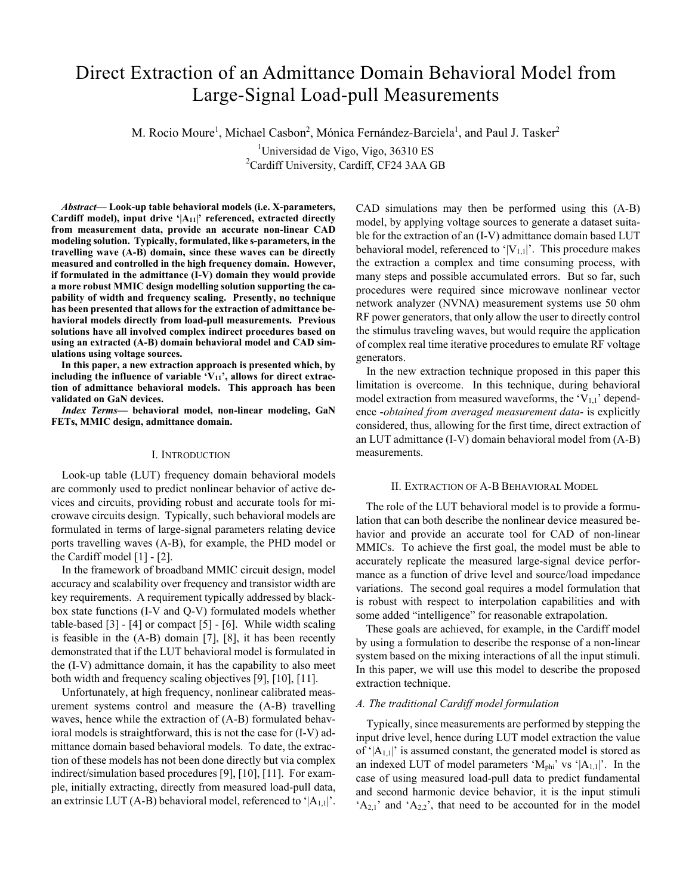# Direct Extraction of an Admittance Domain Behavioral Model from Large-Signal Load-pull Measurements

M. Rocio Moure[1], Michael Casbon[2], Mónica Fernández-Barciela[1], and Paul J. Tasker[2]

[1]Universidad de Vigo, Vigo, 36310 ES

[2]Cardiff University, Cardiff, CF24 3AA GB

***Abstract*— Look-up table behavioral models (i.e. X-parameters, Cardiff model), input drive '$|A_{11}|$' referenced, extracted directly from measurement data, provide an accurate non-linear CAD modeling solution. Typically, formulated, like s-parameters, in the travelling wave (A-B) domain, since these waves can be directly measured and controlled in the high frequency domain. However, if formulated in the admittance (I-V) domain they would provide a more robust MMIC design modelling solution supporting the capability of width and frequency scaling. Presently, no technique has been presented that allows for the extraction of admittance behavioral models directly from load-pull measurements. Previous solutions have all involved complex indirect procedures based on using an extracted (A-B) domain behavioral model and CAD simulations using voltage sources.**

**In this paper, a new extraction approach is presented which, by including the influence of variable '$V_{11}$', allows for direct extraction of admittance behavioral models. This approach has been validated on GaN devices.**

***Index Terms*— behavioral model, non-linear modeling, GaN FETs, MMIC design, admittance domain.**

## I. Introduction

Look-up table (LUT) frequency domain behavioral models are commonly used to predict nonlinear behavior of active devices and circuits, providing robust and accurate tools for microwave circuits design. Typically, such behavioral models are formulated in terms of large-signal parameters relating device ports travelling waves (A-B), for example, the PHD model or the Cardiff model [1] - [2].

In the framework of broadband MMIC circuit design, model accuracy and scalability over frequency and transistor width are key requirements. A requirement typically addressed by black-box state functions (I-V and Q-V) formulated models whether table-based [3] - [4] or compact [5] - [6]. While width scaling is feasible in the (A-B) domain [7], [8], it has been recently demonstrated that if the LUT behavioral model is formulated in the (I-V) admittance domain, it has the capability to also meet both width and frequency scaling objectives [9], [10], [11].

Unfortunately, at high frequency, nonlinear calibrated measurement systems control and measure the (A-B) travelling waves, hence while the extraction of (A-B) formulated behavioral models is straightforward, this is not the case for (I-V) admittance domain based behavioral models. To date, the extraction of these models has not been done directly but via complex indirect/simulation based procedures [9], [10], [11]. For example, initially extracting, directly from measured load-pull data, an extrinsic LUT (A-B) behavioral model, referenced to '$|A_{1,1}|$'. CAD simulations may then be performed using this (A-B) model, by applying voltage sources to generate a dataset suitable for the extraction of an (I-V) admittance domain based LUT behavioral model, referenced to '$|V_{1,1}|$'. This procedure makes the extraction a complex and time consuming process, with many steps and possible accumulated errors. But so far, such procedures were required since microwave nonlinear vector network analyzer (NVNA) measurement systems use 50 ohm RF power generators, that only allow the user to directly control the stimulus traveling waves, but would require the application of complex real time iterative procedures to emulate RF voltage generators.

In the new extraction technique proposed in this paper this limitation is overcome. In this technique, during behavioral model extraction from measured waveforms, the '$V_{1,1}$' dependence -*obtained from averaged measurement data*- is explicitly considered, thus, allowing for the first time, direct extraction of an LUT admittance (I-V) domain behavioral model from (A-B) measurements.

## II. Extraction of A-B Behavioral Model

The role of the LUT behavioral model is to provide a formulation that can both describe the nonlinear device measured behavior and provide an accurate tool for CAD of non-linear MMICs. To achieve the first goal, the model must be able to accurately replicate the measured large-signal device performance as a function of drive level and source/load impedance variations. The second goal requires a model formulation that is robust with respect to interpolation capabilities and with some added "intelligence" for reasonable extrapolation.

These goals are achieved, for example, in the Cardiff model by using a formulation to describe the response of a non-linear system based on the mixing interactions of all the input stimuli. In this paper, we will use this model to describe the proposed extraction technique.

### *A. The traditional Cardiff model formulation*

Typically, since measurements are performed by stepping the input drive level, hence during LUT model extraction the value of '$|A_{1,1}|$' is assumed constant, the generated model is stored as an indexed LUT of model parameters '$M_{phi}$' vs '$|A_{1,1}|$'. In the case of using measured load-pull data to predict fundamental and second harmonic device behavior, it is the input stimuli '$A_{2,1}$' and '$A_{2,2}$', that need to be accounted for in the model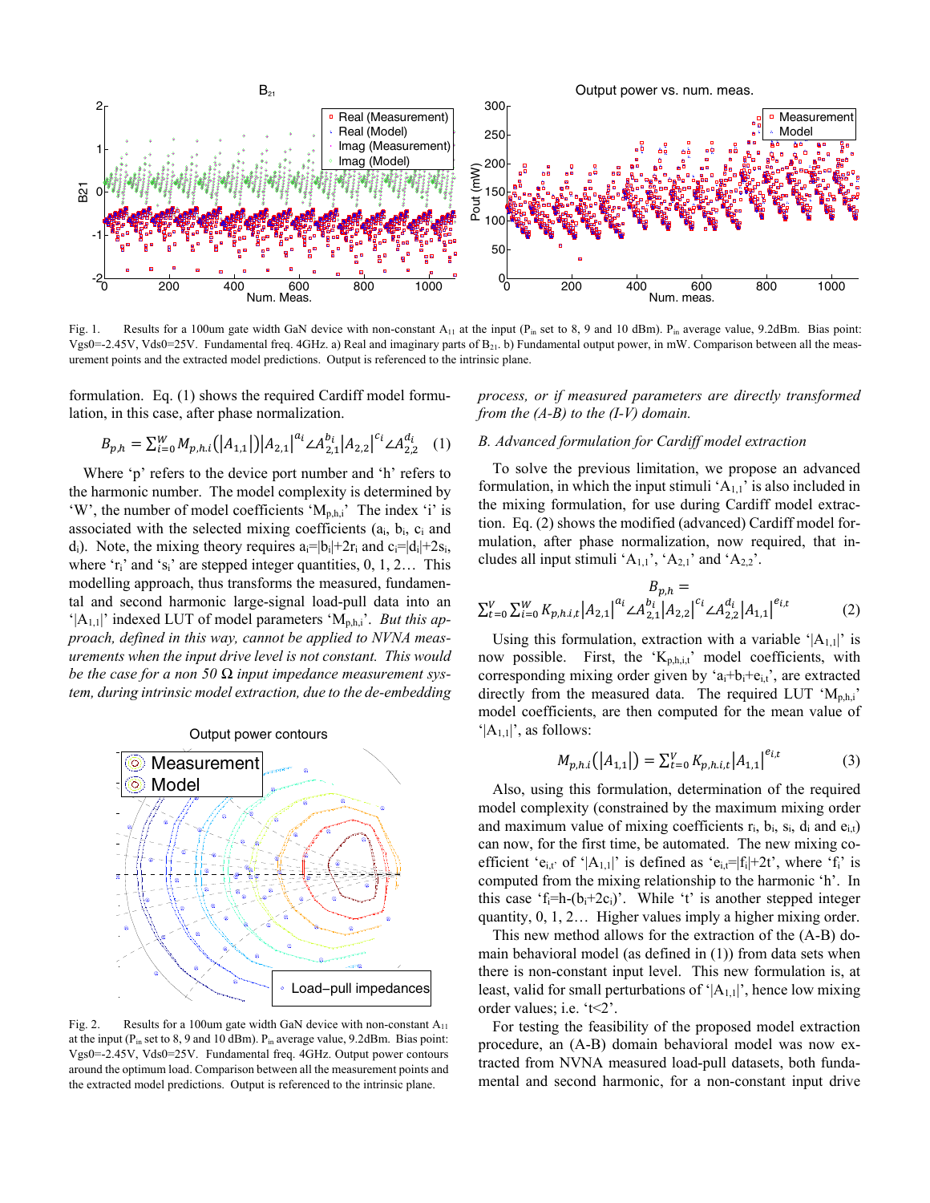B$_{21}$

Real (Measurement)
Real (Model)
Imag (Measurement)
Imag (Model)

B21

2
1
0
-1
-2

0 200 400 600 800 1000
Num. Meas.

Output power vs. num. meas.

Measurement
Model

Pout (mW)

300
250
200
150
100
50
0

0 200 400 600 800 1000
Num. meas.

Fig. 1. Results for a 100um gate width GaN device with non-constant $A_{11}$ at the input ($P_{in}$ set to 8, 9 and 10 dBm). $P_{in}$ average value, 9.2dBm. Bias point: Vgs0=-2.45V, Vds0=25V. Fundamental freq. 4GHz. a) Real and imaginary parts of $B_{21}$. b) Fundamental output power, in mW. Comparison between all the measurement points and the extracted model predictions. Output is referenced to the intrinsic plane.

formulation. Eq. (1) shows the required Cardiff model formulation, in this case, after phase normalization.

$$B_{p,h} = \sum_{i=0}^{W} M_{p,h.i}\left(|A_{1,1}|\right)|A_{2,1}|^{a_i}\angle A_{2,1}^{b_i}|A_{2,2}|^{c_i}\angle A_{2,2}^{d_i} \quad (1)$$

Where 'p' refers to the device port number and 'h' refers to the harmonic number. The model complexity is determined by 'W', the number of model coefficients '$M_{p,h,i}$'. The index 'i' is associated with the selected mixing coefficients ($a_i$, $b_i$, $c_i$ and $d_i$). Note, the mixing theory requires $a_i=|b_i|+2r_i$ and $c_i=|d_i|+2s_i$, where '$r_i$' and '$s_i$' are stepped integer quantities, 0, 1, 2… This modelling approach, thus transforms the measured, fundamental and second harmonic large-signal load-pull data into an '$|A_{1,1}|$' indexed LUT of model parameters '$M_{p,h,i}$'. *But this approach, defined in this way, cannot be applied to NVNA measurements when the input drive level is not constant. This would be the case for a non 50 Ω input impedance measurement system, during intrinsic model extraction, due to the de-embedding process, or if measured parameters are directly transformed from the (A-B) to the (I-V) domain.*

Output power contours

Measurement
Model

Load−pull impedances

Fig. 2. Results for a 100um gate width GaN device with non-constant $A_{11}$ at the input ($P_{in}$ set to 8, 9 and 10 dBm). $P_{in}$ average value, 9.2dBm. Bias point: Vgs0=-2.45V, Vds0=25V. Fundamental freq. 4GHz. Output power contours around the optimum load. Comparison between all the measurement points and the extracted model predictions. Output is referenced to the intrinsic plane.

### *B. Advanced formulation for Cardiff model extraction*

To solve the previous limitation, we propose an advanced formulation, in which the input stimuli '$A_{1,1}$' is also included in the mixing formulation, for use during Cardiff model extraction. Eq. (2) shows the modified (advanced) Cardiff model formulation, after phase normalization, now required, that includes all input stimuli '$A_{1,1}$', '$A_{2,1}$' and '$A_{2,2}$'.

$$B_{p,h} = \sum_{t=0}^{V}\sum_{i=0}^{W} K_{p,h.i,t}|A_{2,1}|^{a_i}\angle A_{2,1}^{b_i}|A_{2,2}|^{c_i}\angle A_{2,2}^{d_i}|A_{1,1}|^{e_{i,t}} \quad (2)$$

Using this formulation, extraction with a variable '$|A_{1,1}|$' is now possible. First, the '$K_{p,h,i,t}$' model coefficients, with corresponding mixing order given by '$a_i+b_i+e_{i,t}$', are extracted directly from the measured data. The required LUT '$M_{p,h,i}$' model coefficients, are then computed for the mean value of '$|A_{1,1}|$', as follows:

$$M_{p,h.i}\left(|A_{1,1}|\right) = \sum_{t=0}^{V} K_{p,h.i,t}|A_{1,1}|^{e_{i,t}} \quad (3)$$

Also, using this formulation, determination of the required model complexity (constrained by the maximum mixing order and maximum value of mixing coefficients $r_i$, $b_i$, $s_i$, $d_i$ and $e_{i,t}$) can now, for the first time, be automated. The new mixing coefficient '$e_{i,t}$' of '$|A_{1,1}|$' is defined as '$e_{i,t}=|f_i|+2t$', where '$f_i$' is computed from the mixing relationship to the harmonic 'h'. In this case '$f_i=h-(b_i+2c_i)$'. While 't' is another stepped integer quantity, 0, 1, 2… Higher values imply a higher mixing order.

This new method allows for the extraction of the (A-B) domain behavioral model (as defined in (1)) from data sets when there is non-constant input level. This new formulation is, at least, valid for small perturbations of '$|A_{1,1}|$', hence low mixing order values; i.e. '$t<2$'.

For testing the feasibility of the proposed model extraction procedure, an (A-B) domain behavioral model was now extracted from NVNA measured load-pull datasets, both fundamental and second harmonic, for a non-constant input drive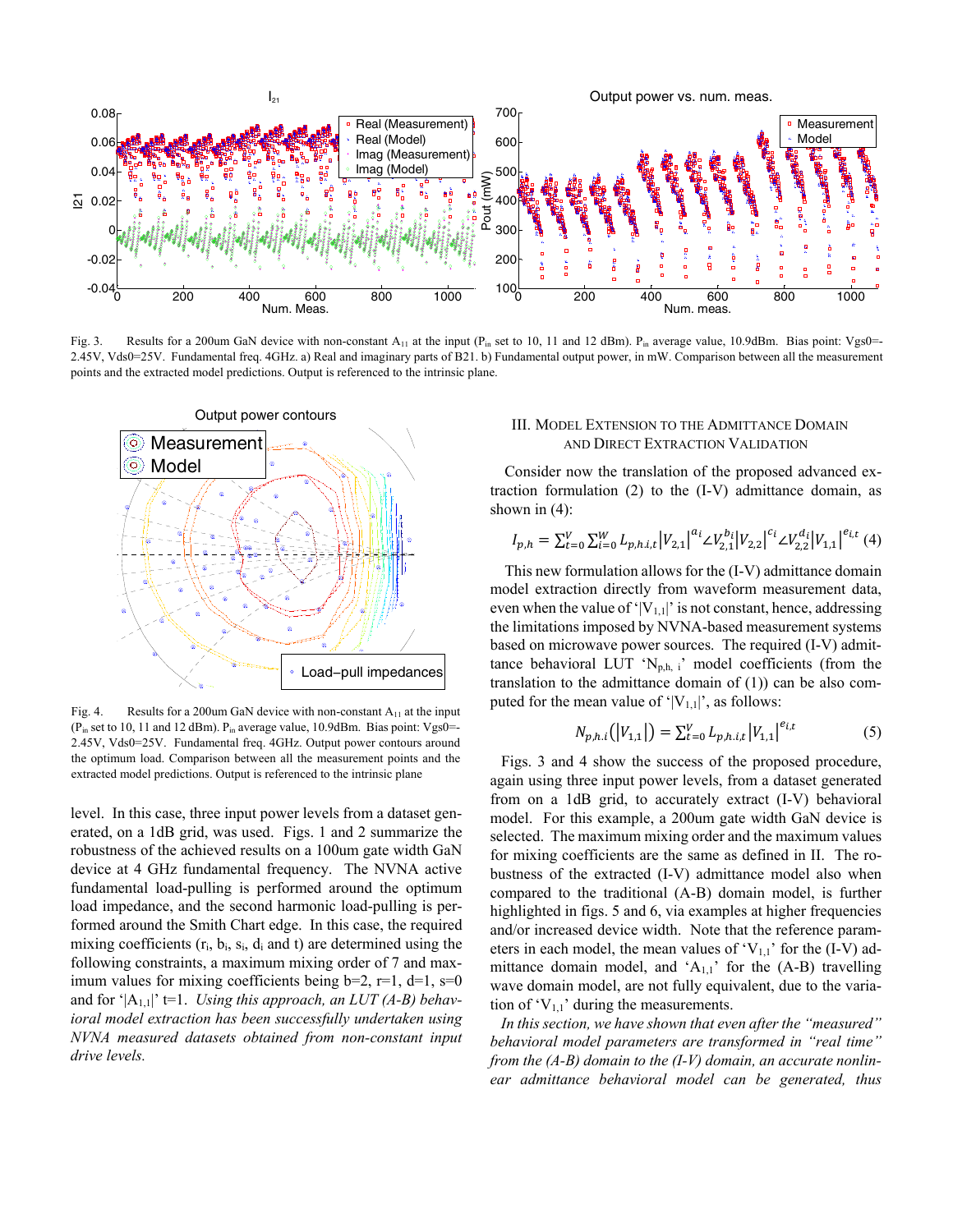I21

0.08
0.06
0.04
0.02
0
-0.02
-0.04

I21

0 200 400 600 800 1000

Num. Meas.

Real (Measurement)
Real (Model)
Imag (Measurement)
Imag (Model)

Output power vs. num. meas.

700
600
500
400
300
200
100

Pout (mW)

0 200 400 600 800 1000

Num. meas.

Measurement
Model

Fig. 3. Results for a 200um GaN device with non-constant $A_{11}$ at the input ($P_{in}$ set to 10, 11 and 12 dBm). $P_{in}$ average value, 10.9dBm. Bias point: Vgs0=-2.45V, Vds0=25V. Fundamental freq. 4GHz. a) Real and imaginary parts of B21. b) Fundamental output power, in mW. Comparison between all the measurement points and the extracted model predictions. Output is referenced to the intrinsic plane.

Output power contours

Measurement
Model

Load–pull impedances

Fig. 4. Results for a 200um GaN device with non-constant $A_{11}$ at the input ($P_{in}$ set to 10, 11 and 12 dBm). $P_{in}$ average value, 10.9dBm. Bias point: Vgs0=-2.45V, Vds0=25V. Fundamental freq. 4GHz. Output power contours around the optimum load. Comparison between all the measurement points and the extracted model predictions. Output is referenced to the intrinsic plane

level. In this case, three input power levels from a dataset generated, on a 1dB grid, was used. Figs. 1 and 2 summarize the robustness of the achieved results on a 100um gate width GaN device at 4 GHz fundamental frequency. The NVNA active fundamental load-pulling is performed around the optimum load impedance, and the second harmonic load-pulling is performed around the Smith Chart edge. In this case, the required mixing coefficients ($r_i$, $b_i$, $s_i$, $d_i$ and t) are determined using the following constraints, a maximum mixing order of 7 and maximum values for mixing coefficients being b=2, r=1, d=1, s=0 and for '$|A_{1,1}|$' t=1. *Using this approach, an LUT (A-B) behavioral model extraction has been successfully undertaken using NVNA measured datasets obtained from non-constant input drive levels.*

## III. Model Extension to the Admittance Domain and Direct Extraction Validation

Consider now the translation of the proposed advanced extraction formulation (2) to the (I-V) admittance domain, as shown in (4):

$$I_{p,h} = \sum_{t=0}^{V} \sum_{i=0}^{W} L_{p,h,i,t} |V_{2,1}|^{a_i} \angle V_{2,1}^{b_i} |V_{2,2}|^{c_i} \angle V_{2,2}^{d_i} |V_{1,1}|^{e_{i,t}} \quad (4)$$

This new formulation allows for the (I-V) admittance domain model extraction directly from waveform measurement data, even when the value of '$|V_{1,1}|$' is not constant, hence, addressing the limitations imposed by NVNA-based measurement systems based on microwave power sources. The required (I-V) admittance behavioral LUT '$N_{p,h,i}$' model coefficients (from the translation to the admittance domain of (1)) can be also computed for the mean value of '$|V_{1,1}|$', as follows:

$$N_{p,h,i}(|V_{1,1}|) = \sum_{t=0}^{V} L_{p,h,i,t} |V_{1,1}|^{e_{i,t}} \quad (5)$$

Figs. 3 and 4 show the success of the proposed procedure, again using three input power levels, from a dataset generated from on a 1dB grid, to accurately extract (I-V) behavioral model. For this example, a 200um gate width GaN device is selected. The maximum mixing order and the maximum values for mixing coefficients are the same as defined in II. The robustness of the extracted (I-V) admittance model also when compared to the traditional (A-B) domain model, is further highlighted in figs. 5 and 6, via examples at higher frequencies and/or increased device width. Note that the reference parameters in each model, the mean values of '$V_{1,1}$' for the (I-V) admittance domain model, and '$A_{1,1}$' for the (A-B) travelling wave domain model, are not fully equivalent, due to the variation of '$V_{1,1}$' during the measurements.

*In this section, we have shown that even after the "measured" behavioral model parameters are transformed in "real time" from the (A-B) domain to the (I-V) domain, an accurate nonlinear admittance behavioral model can be generated, thus*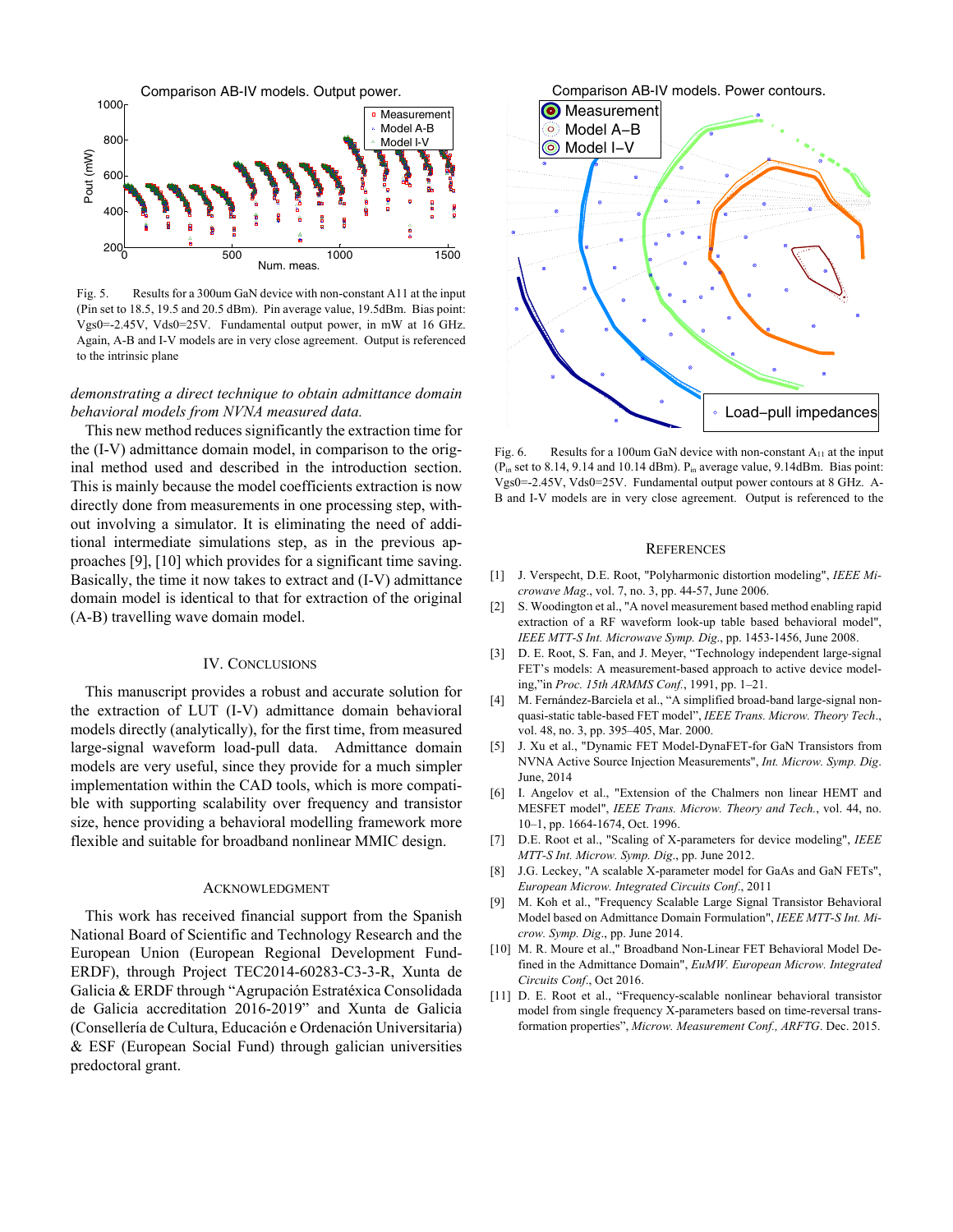Comparison AB-IV models. Output power.

Pout (mW)

1000
800
600
400
200

0
500
1000
1500

Num. meas.

Measurement
Model A-B
Model I-V

Fig. 5. Results for a 300um GaN device with non-constant A11 at the input (Pin set to 18.5, 19.5 and 20.5 dBm). Pin average value, 19.5dBm. Bias point: Vgs0=-2.45V, Vds0=25V. Fundamental output power, in mW at 16 GHz. Again, A-B and I-V models are in very close agreement. Output is referenced to the intrinsic plane

*demonstrating a direct technique to obtain admittance domain behavioral models from NVNA measured data.*

This new method reduces significantly the extraction time for the (I-V) admittance domain model, in comparison to the original method used and described in the introduction section. This is mainly because the model coefficients extraction is now directly done from measurements in one processing step, without involving a simulator. It is eliminating the need of additional intermediate simulations step, as in the previous approaches [9], [10] which provides for a significant time saving. Basically, the time it now takes to extract and (I-V) admittance domain model is identical to that for extraction of the original (A-B) travelling wave domain model.

## IV. Conclusions

This manuscript provides a robust and accurate solution for the extraction of LUT (I-V) admittance domain behavioral models directly (analytically), for the first time, from measured large-signal waveform load-pull data. Admittance domain models are very useful, since they provide for a much simpler implementation within the CAD tools, which is more compatible with supporting scalability over frequency and transistor size, hence providing a behavioral modelling framework more flexible and suitable for broadband nonlinear MMIC design.

## Acknowledgment

This work has received financial support from the Spanish National Board of Scientific and Technology Research and the European Union (European Regional Development Fund-ERDF), through Project TEC2014-60283-C3-3-R, Xunta de Galicia & ERDF through "Agrupación Estratéxica Consolidada de Galicia accreditation 2016-2019" and Xunta de Galicia (Consellería de Cultura, Educación e Ordenación Universitaria) & ESF (European Social Fund) through galician universities predoctoral grant.

Comparison AB-IV models. Power contours.

Measurement
Model A–B
Model I–V

Load–pull impedances

Fig. 6. Results for a 100um GaN device with non-constant $A_{11}$ at the input ($P_{in}$ set to 8.14, 9.14 and 10.14 dBm). $P_{in}$ average value, 9.14dBm. Bias point: Vgs0=-2.45V, Vds0=25V. Fundamental output power contours at 8 GHz. A-B and I-V models are in very close agreement. Output is referenced to the

## References

[1] J. Verspecht, D.E. Root, "Polyharmonic distortion modeling", *IEEE Microwave Mag.*, vol. 7, no. 3, pp. 44-57, June 2006.

[2] S. Woodington et al., "A novel measurement based method enabling rapid extraction of a RF waveform look-up table based behavioral model", *IEEE MTT-S Int. Microwave Symp. Dig.*, pp. 1453-1456, June 2008.

[3] D. E. Root, S. Fan, and J. Meyer, "Technology independent large-signal FET's models: A measurement-based approach to active device modeling,"in *Proc. 15th ARMMS Conf.*, 1991, pp. 1–21.

[4] M. Fernández-Barciela et al., "A simplified broad-band large-signal nonquasi-static table-based FET model", *IEEE Trans. Microw. Theory Tech.*, vol. 48, no. 3, pp. 395–405, Mar. 2000.

[5] J. Xu et al., "Dynamic FET Model-DynaFET-for GaN Transistors from NVNA Active Source Injection Measurements", *Int. Microw. Symp. Dig.* June, 2014

[6] I. Angelov et al., "Extension of the Chalmers non linear HEMT and MESFET model", *IEEE Trans. Microw. Theory and Tech.*, vol. 44, no. 10–1, pp. 1664-1674, Oct. 1996.

[7] D.E. Root et al., "Scaling of X-parameters for device modeling", *IEEE MTT-S Int. Microw. Symp. Dig.*, pp. June 2012.

[8] J.G. Leckey, "A scalable X-parameter model for GaAs and GaN FETs", *European Microw. Integrated Circuits Conf.*, 2011

[9] M. Koh et al., "Frequency Scalable Large Signal Transistor Behavioral Model based on Admittance Domain Formulation", *IEEE MTT-S Int. Microw. Symp. Dig.*, pp. June 2014.

[10] M. R. Moure et al.," Broadband Non-Linear FET Behavioral Model Defined in the Admittance Domain", *EuMW. European Microw. Integrated Circuits Conf.*, Oct 2016.

[11] D. E. Root et al., "Frequency-scalable nonlinear behavioral transistor model from single frequency X-parameters based on time-reversal transformation properties", *Microw. Measurement Conf., ARFTG*. Dec. 2015.